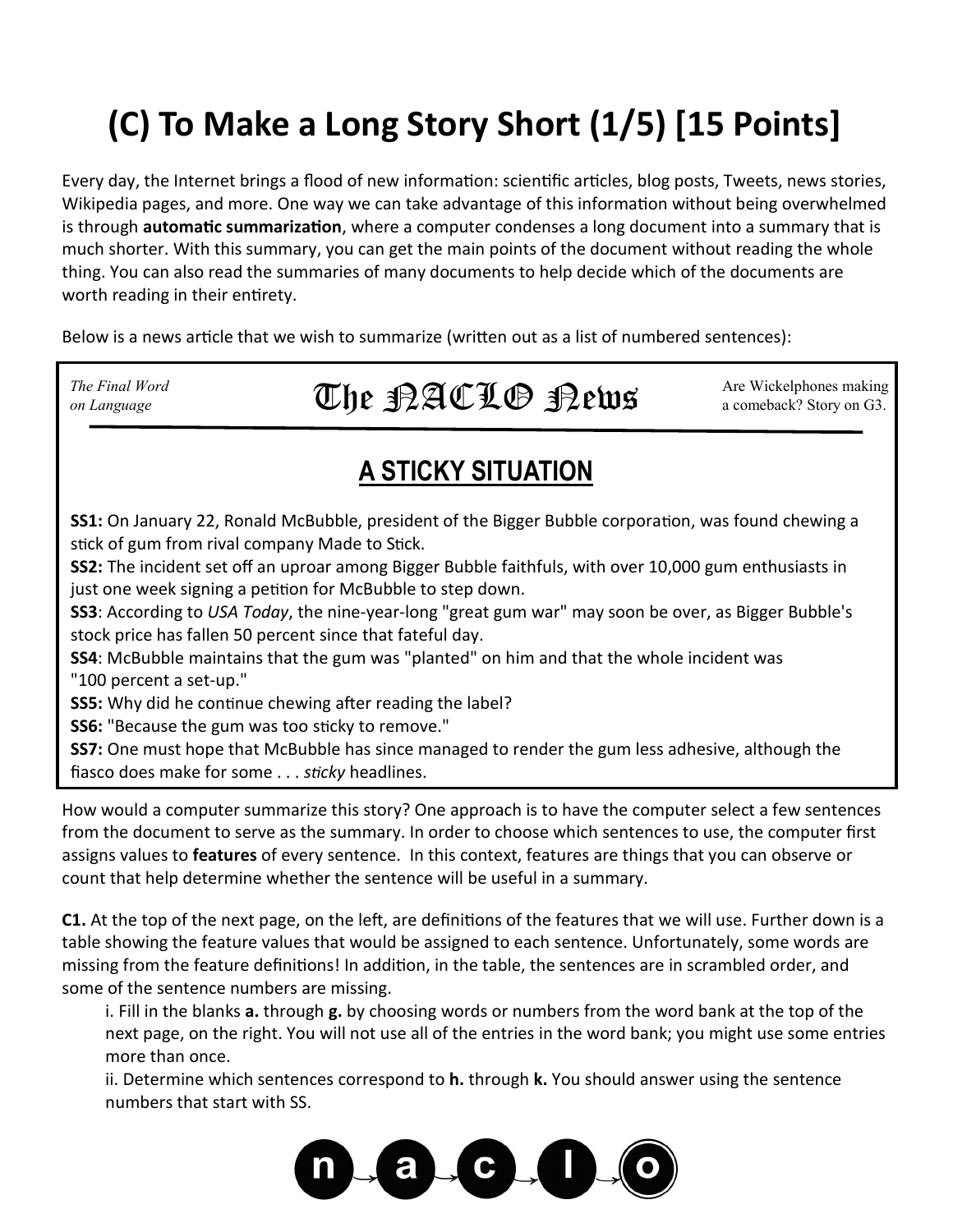# (C) To Make a Long Story Short (1/5) [15 Points]

Every day, the Internet brings a flood of new information: scientific articles, blog posts, Tweets, news stories, Wikipedia pages, and more. One way we can take advantage of this information without being overwhelmed is through **automatic summarization**, where a computer condenses a long document into a summary that is much shorter. With this summary, you can get the main points of the document without reading the whole thing. You can also read the summaries of many documents to help decide which of the documents are worth reading in their entirety.

Below is a news article that we wish to summarize (written out as a list of numbered sentences):

*The Final Word on Language*

**The NACLO News**

Are Wickelphones making a comeback? Story on G3.

## A STICKY SITUATION

**SS1:** On January 22, Ronald McBubble, president of the Bigger Bubble corporation, was found chewing a stick of gum from rival company Made to Stick.

**SS2:** The incident set off an uproar among Bigger Bubble faithfuls, with over 10,000 gum enthusiasts in just one week signing a petition for McBubble to step down.

**SS3**: According to *USA Today*, the nine-year-long "great gum war" may soon be over, as Bigger Bubble's stock price has fallen 50 percent since that fateful day.

**SS4**: McBubble maintains that the gum was "planted" on him and that the whole incident was "100 percent a set-up."

**SS5:** Why did he continue chewing after reading the label?

**SS6:** "Because the gum was too sticky to remove."

**SS7:** One must hope that McBubble has since managed to render the gum less adhesive, although the fiasco does make for some . . . *sticky* headlines.

How would a computer summarize this story? One approach is to have the computer select a few sentences from the document to serve as the summary. In order to choose which sentences to use, the computer first assigns values to **features** of every sentence. In this context, features are things that you can observe or count that help determine whether the sentence will be useful in a summary.

**C1.** At the top of the next page, on the left, are definitions of the features that we will use. Further down is a table showing the feature values that would be assigned to each sentence. Unfortunately, some words are missing from the feature definitions! In addition, in the table, the sentences are in scrambled order, and some of the sentence numbers are missing.

i. Fill in the blanks **a.** through **g.** by choosing words or numbers from the word bank at the top of the next page, on the right. You will not use all of the entries in the word bank; you might use some entries more than once.

ii. Determine which sentences correspond to **h.** through **k.** You should answer using the sentence numbers that start with SS.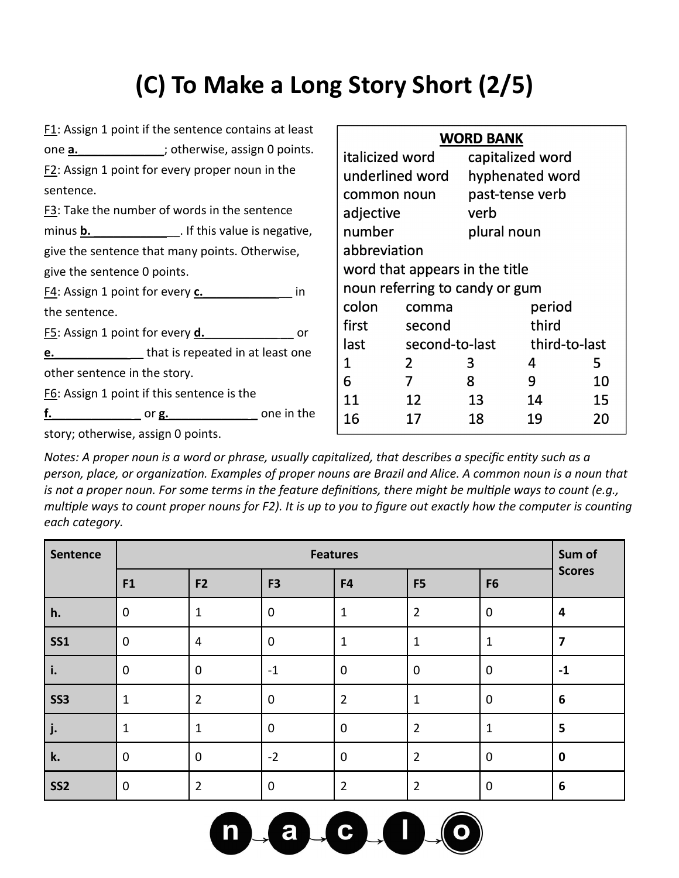# (C) To Make a Long Story Short (2/5)

F1: Assign 1 point if the sentence contains at least one **a.**\_\_\_\_\_\_\_\_\_\_\_\_\_; otherwise, assign 0 points.
F2: Assign 1 point for every proper noun in the sentence.
F3: Take the number of words in the sentence minus **b.**\_\_\_\_\_\_\_\_\_\_\_\_\_. If this value is negative, give the sentence that many points. Otherwise, give the sentence 0 points.
F4: Assign 1 point for every **c.**\_\_\_\_\_\_\_\_\_\_\_\_\_ in the sentence.
F5: Assign 1 point for every **d.**\_\_\_\_\_\_\_\_\_\_\_\_\_ or **e.**\_\_\_\_\_\_\_\_\_\_\_\_\_ that is repeated in at least one other sentence in the story.
F6: Assign 1 point if this sentence is the **f.**\_\_\_\_\_\_\_\_\_\_\_\_\_ or **g.**\_\_\_\_\_\_\_\_\_\_\_\_\_ one in the story; otherwise, assign 0 points.

**WORD BANK**

| | | | | |
|---|---|---|---|---|
| italicized word | | capitalized word | | |
| underlined word | | hyphenated word | | |
| common noun | | past-tense verb | | |
| adjective | | verb | | |
| number | | plural noun | | |
| abbreviation | | | | |
| word that appears in the title | | | | |
| noun referring to candy or gum | | | | |
| colon | comma | | period | |
| first | second | | third | |
| last | second-to-last | | third-to-last | |
| 1 | 2 | 3 | 4 | 5 |
| 6 | 7 | 8 | 9 | 10 |
| 11 | 12 | 13 | 14 | 15 |
| 16 | 17 | 18 | 19 | 20 |

*Notes: A proper noun is a word or phrase, usually capitalized, that describes a specific entity such as a person, place, or organization. Examples of proper nouns are Brazil and Alice. A common noun is a noun that is not a proper noun. For some terms in the feature definitions, there might be multiple ways to count (e.g., multiple ways to count proper nouns for F2). It is up to you to figure out exactly how the computer is counting each category.*

| Sentence | Features | | | | | | Sum of Scores |
|---|---|---|---|---|---|---|---|
| | F1 | F2 | F3 | F4 | F5 | F6 | |
| h. | 0 | 1 | 0 | 1 | 2 | 0 | **4** |
| SS1 | 0 | 4 | 0 | 1 | 1 | 1 | **7** |
| i. | 0 | 0 | -1 | 0 | 0 | 0 | **-1** |
| SS3 | 1 | 2 | 0 | 2 | 1 | 0 | **6** |
| j. | 1 | 1 | 0 | 0 | 2 | 1 | **5** |
| k. | 0 | 0 | -2 | 0 | 2 | 0 | **0** |
| SS2 | 0 | 2 | 0 | 2 | 2 | 0 | **6** |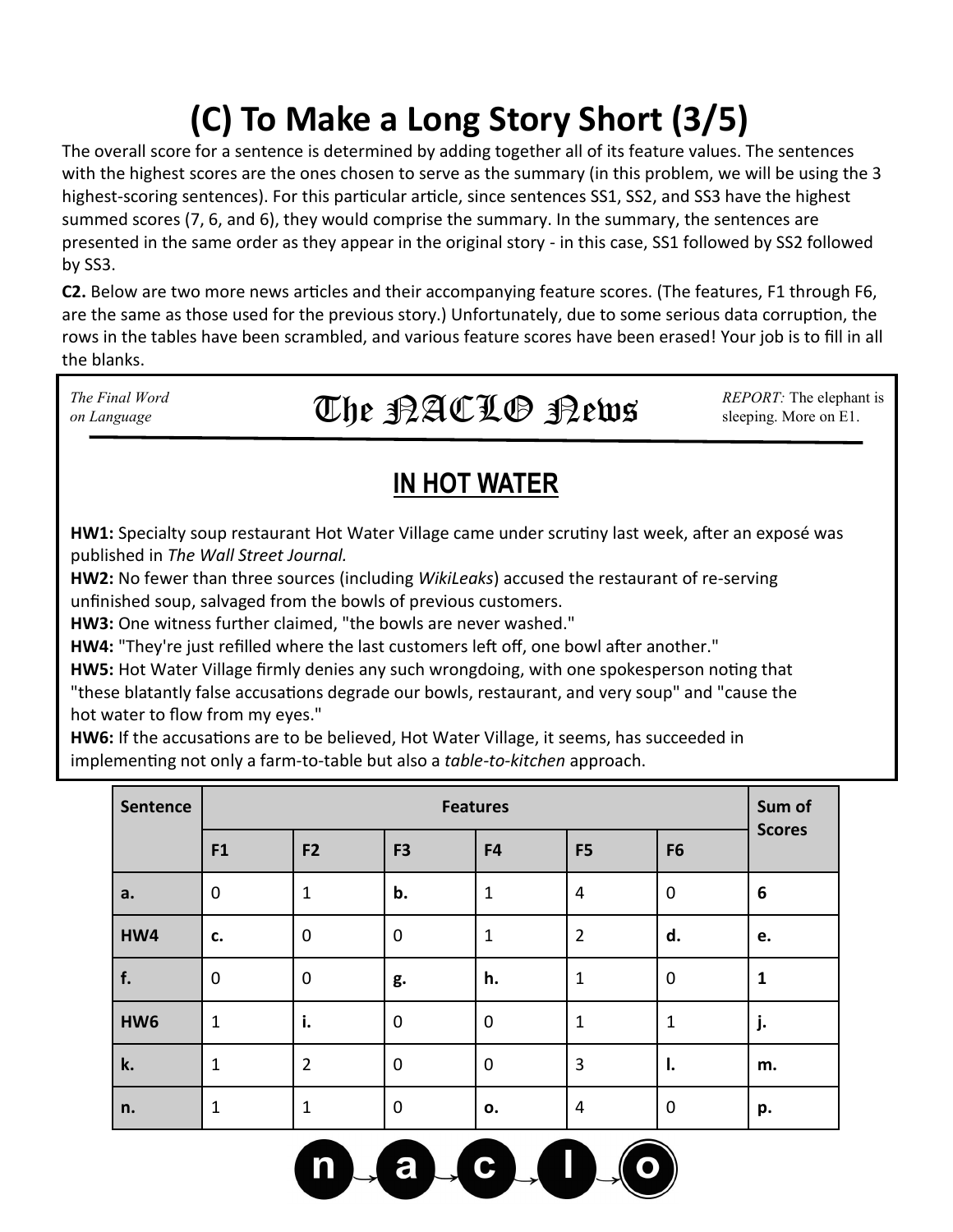# (C) To Make a Long Story Short (3/5)

The overall score for a sentence is determined by adding together all of its feature values. The sentences with the highest scores are the ones chosen to serve as the summary (in this problem, we will be using the 3 highest-scoring sentences). For this particular article, since sentences SS1, SS2, and SS3 have the highest summed scores (7, 6, and 6), they would comprise the summary. In the summary, the sentences are presented in the same order as they appear in the original story - in this case, SS1 followed by SS2 followed by SS3.

**C2.** Below are two more news articles and their accompanying feature scores. (The features, F1 through F6, are the same as those used for the previous story.) Unfortunately, due to some serious data corruption, the rows in the tables have been scrambled, and various feature scores have been erased! Your job is to fill in all the blanks.

*The Final Word on Language*

## The NACLO News

*REPORT:* The elephant is sleeping. More on E1.

### IN HOT WATER

**HW1:** Specialty soup restaurant Hot Water Village came under scrutiny last week, after an exposé was published in *The Wall Street Journal.*

**HW2:** No fewer than three sources (including *WikiLeaks*) accused the restaurant of re-serving unfinished soup, salvaged from the bowls of previous customers.

**HW3:** One witness further claimed, "the bowls are never washed."

**HW4:** "They're just refilled where the last customers left off, one bowl after another."

**HW5:** Hot Water Village firmly denies any such wrongdoing, with one spokesperson noting that "these blatantly false accusations degrade our bowls, restaurant, and very soup" and "cause the hot water to flow from my eyes."

**HW6:** If the accusations are to be believed, Hot Water Village, it seems, has succeeded in implementing not only a farm-to-table but also a *table-to-kitchen* approach.

| Sentence | Features | | | | | | Sum of Scores |
|---|---|---|---|---|---|---|---|
| | F1 | F2 | F3 | F4 | F5 | F6 | |
| **a.** | 0 | 1 | **b.** | 1 | 4 | 0 | **6** |
| **HW4** | **c.** | 0 | 0 | 1 | 2 | **d.** | **e.** |
| **f.** | 0 | 0 | **g.** | **h.** | 1 | 0 | **1** |
| **HW6** | 1 | **i.** | 0 | 0 | 1 | 1 | **j.** |
| **k.** | 1 | 2 | 0 | 0 | 3 | **l.** | **m.** |
| **n.** | 1 | 1 | 0 | **o.** | 4 | 0 | **p.** |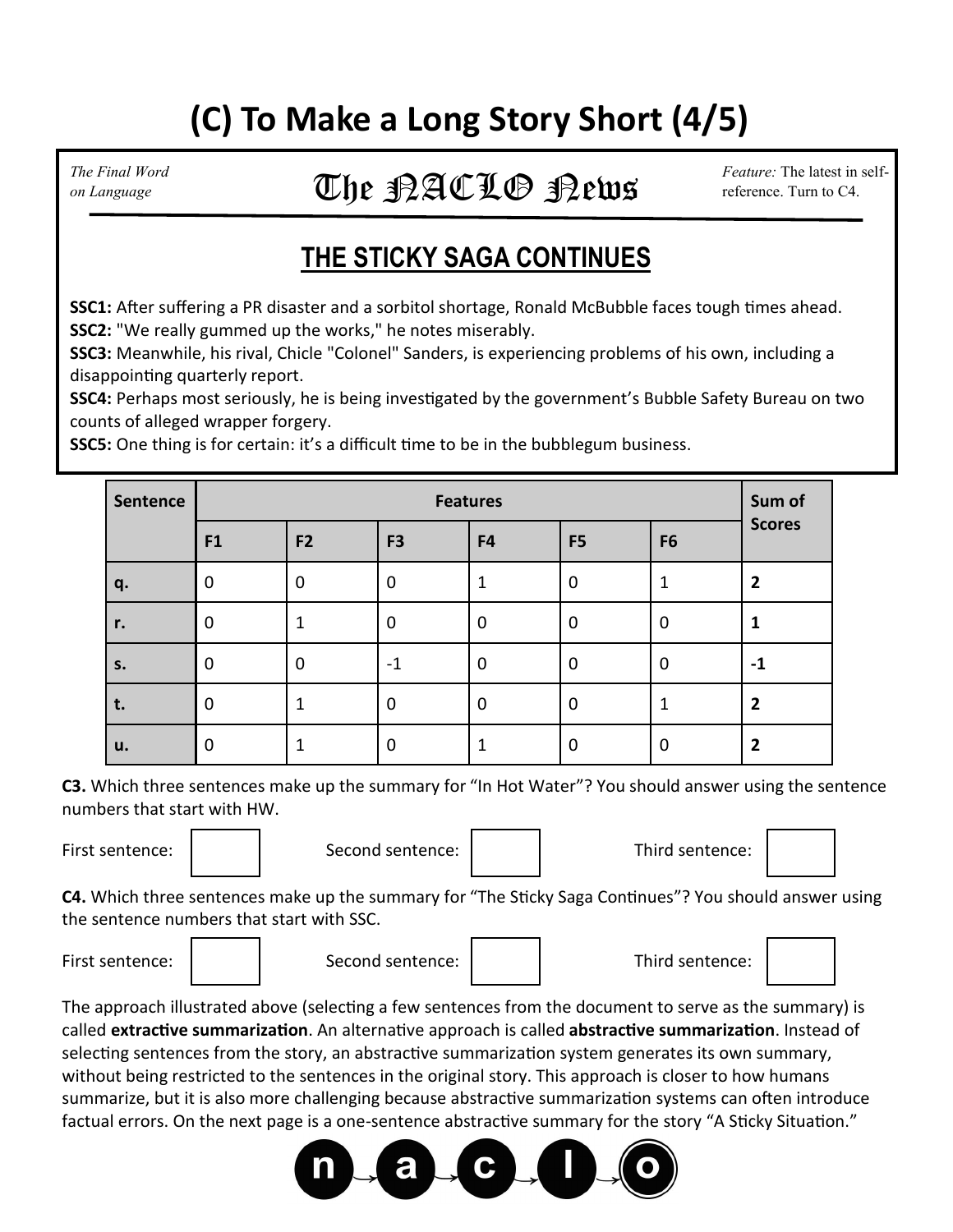// Page header "(C) To Make a Long Story Short (4/5)" omitted as a running header.

*The Final Word on Language*

# The NACLO News

*Feature:* The latest in self-reference. Turn to C4.

## THE STICKY SAGA CONTINUES

**SSC1:** After suffering a PR disaster and a sorbitol shortage, Ronald McBubble faces tough times ahead.
**SSC2:** "We really gummed up the works," he notes miserably.
**SSC3:** Meanwhile, his rival, Chicle "Colonel" Sanders, is experiencing problems of his own, including a disappointing quarterly report.
**SSC4:** Perhaps most seriously, he is being investigated by the government's Bubble Safety Bureau on two counts of alleged wrapper forgery.
**SSC5:** One thing is for certain: it's a difficult time to be in the bubblegum business.

| Sentence | Features | | | | | | Sum of Scores |
|---|---|---|---|---|---|---|---|
| | F1 | F2 | F3 | F4 | F5 | F6 | |
| q. | 0 | 0 | 0 | 1 | 0 | 1 | **2** |
| r. | 0 | 1 | 0 | 0 | 0 | 0 | **1** |
| s. | 0 | 0 | -1 | 0 | 0 | 0 | **-1** |
| t. | 0 | 1 | 0 | 0 | 0 | 1 | **2** |
| u. | 0 | 1 | 0 | 1 | 0 | 0 | **2** |

**C3.** Which three sentences make up the summary for "In Hot Water"? You should answer using the sentence numbers that start with HW.

First sentence: ______ Second sentence: ______ Third sentence: ______

**C4.** Which three sentences make up the summary for "The Sticky Saga Continues"? You should answer using the sentence numbers that start with SSC.

First sentence: ______ Second sentence: ______ Third sentence: ______

The approach illustrated above (selecting a few sentences from the document to serve as the summary) is called **extractive summarization**. An alternative approach is called **abstractive summarization**. Instead of selecting sentences from the story, an abstractive summarization system generates its own summary, without being restricted to the sentences in the original story. This approach is closer to how humans summarize, but it is also more challenging because abstractive summarization systems can often introduce factual errors. On the next page is a one-sentence abstractive summary for the story "A Sticky Situation."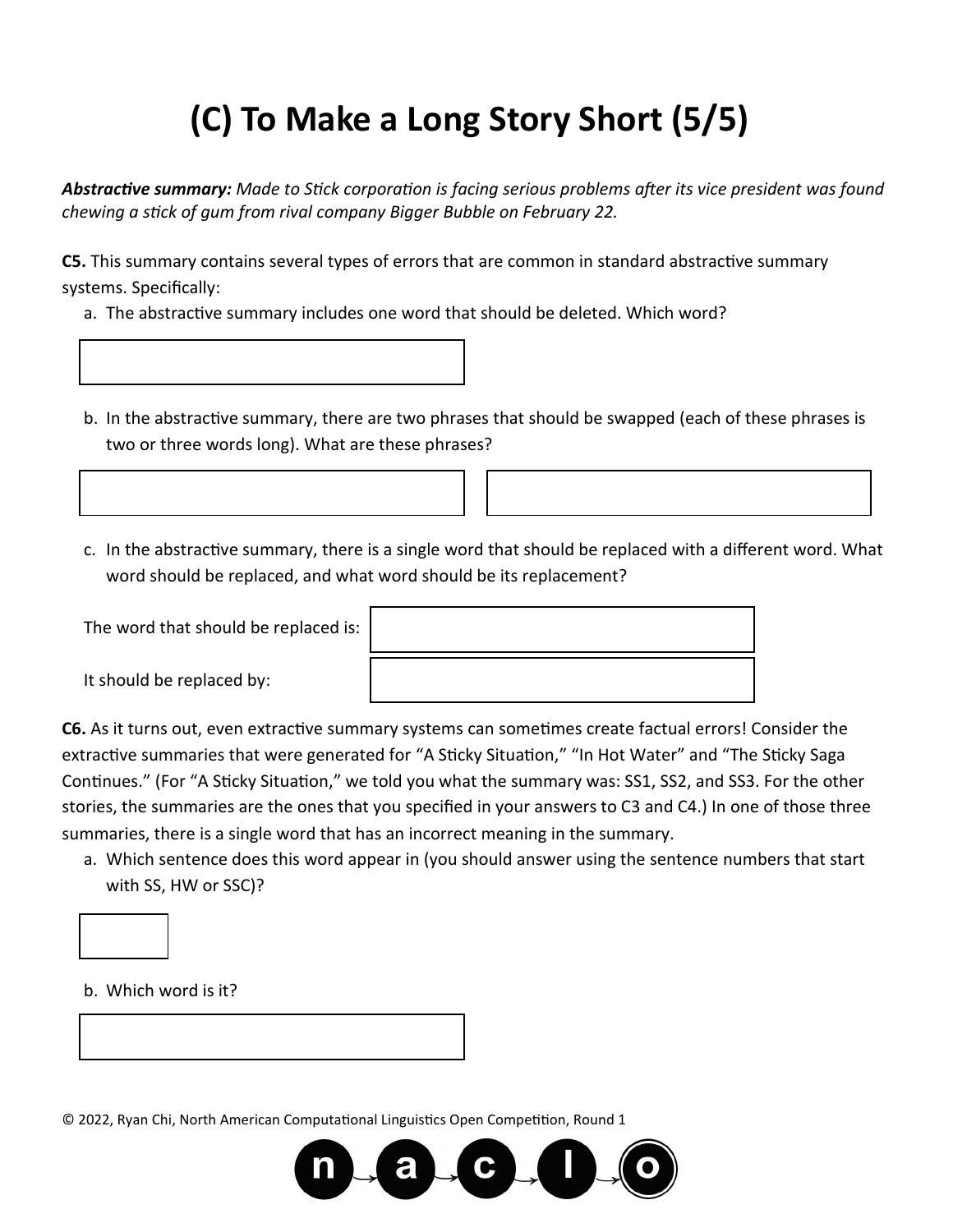# (C) To Make a Long Story Short (5/5)

***Abstractive summary:*** *Made to Stick corporation is facing serious problems after its vice president was found chewing a stick of gum from rival company Bigger Bubble on February 22.*

**C5.** This summary contains several types of errors that are common in standard abstractive summary systems. Specifically:

a. The abstractive summary includes one word that should be deleted. Which word?

b. In the abstractive summary, there are two phrases that should be swapped (each of these phrases is two or three words long). What are these phrases?

c. In the abstractive summary, there is a single word that should be replaced with a different word. What word should be replaced, and what word should be its replacement?

The word that should be replaced is:

It should be replaced by:

**C6.** As it turns out, even extractive summary systems can sometimes create factual errors! Consider the extractive summaries that were generated for "A Sticky Situation," "In Hot Water" and "The Sticky Saga Continues." (For "A Sticky Situation," we told you what the summary was: SS1, SS2, and SS3. For the other stories, the summaries are the ones that you specified in your answers to C3 and C4.) In one of those three summaries, there is a single word that has an incorrect meaning in the summary.

a. Which sentence does this word appear in (you should answer using the sentence numbers that start with SS, HW or SSC)?

b. Which word is it?

© 2022, Ryan Chi, North American Computational Linguistics Open Competition, Round 1